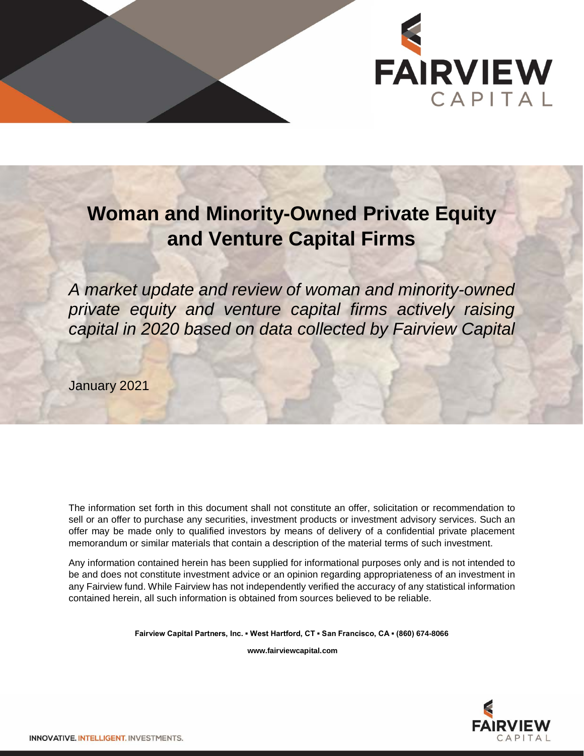# Woman and Minority-Owned Private Equity and Venture Capital Firms

*A market update and review of woman and minority-owned private equity and venture capital firms actively raising capital in 2020 based on data collected by Fairview Capital*

January 2021

The information set forth in this document shall not constitute an offer, solicitation or recommendation to sell or an offer to purchase any securities, investment products or investment advisory services. Such an offer may be made only to qualified investors by means of delivery of a confidential private placement memorandum or similar materials that contain a description of the material terms of such investment.

Any information contained herein has been supplied for informational purposes only and is not intended to be and does not constitute investment advice or an opinion regarding appropriateness of an investment in any Fairview fund. While Fairview has not independently verified the accuracy of any statistical information contained herein, all such information is obtained from sources believed to be reliable.

**Fairview Capital Partners, Inc. ▪ West Hartford, CT ▪ San Francisco, CA ▪ (860) 674-8066**

**www.fairviewcapital.com**

INNOVATIVE. INTELLIGENT. INVESTMENTS.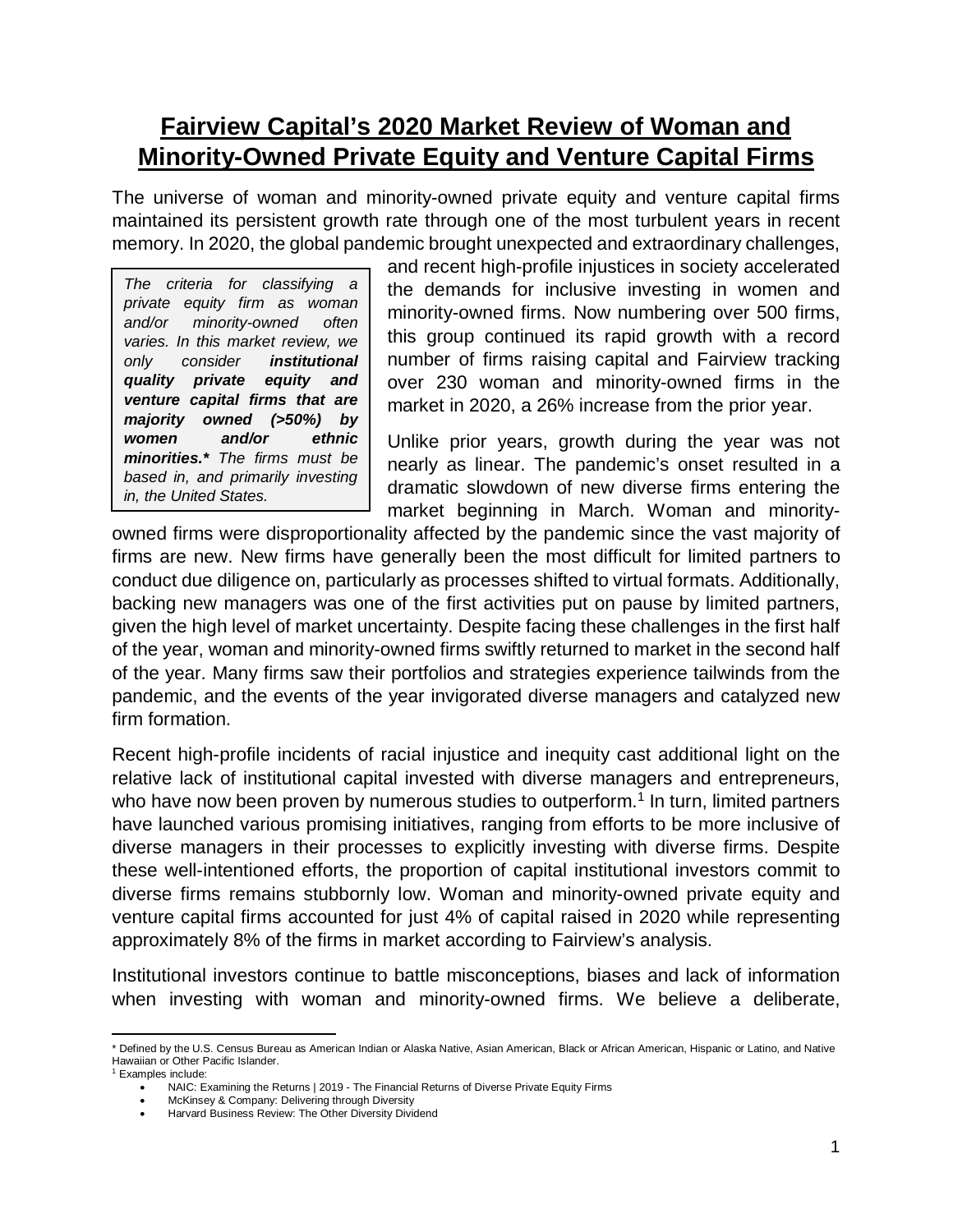# Fairview Capital's 2020 Market Review of Woman and Minority-Owned Private Equity and Venture Capital Firms

The universe of woman and minority-owned private equity and venture capital firms maintained its persistent growth rate through one of the most turbulent years in recent memory. In 2020, the global pandemic brought unexpected and extraordinary challenges, and recent high-profile injustices in society accelerated the demands for inclusive investing in women and minority-owned firms. Now numbering over 500 firms, this group continued its rapid growth with a record number of firms raising capital and Fairview tracking over 230 woman and minority-owned firms in the market in 2020, a 26% increase from the prior year.

> *The criteria for classifying a private equity firm as woman and/or minority-owned often varies. In this market review, we only consider* ***institutional quality private equity and venture capital firms that are majority owned (>50%) by women and/or ethnic minorities.**** *The firms must be based in, and primarily investing in, the United States.*

Unlike prior years, growth during the year was not nearly as linear. The pandemic's onset resulted in a dramatic slowdown of new diverse firms entering the market beginning in March. Woman and minority-owned firms were disproportionality affected by the pandemic since the vast majority of firms are new. New firms have generally been the most difficult for limited partners to conduct due diligence on, particularly as processes shifted to virtual formats. Additionally, backing new managers was one of the first activities put on pause by limited partners, given the high level of market uncertainty. Despite facing these challenges in the first half of the year, woman and minority-owned firms swiftly returned to market in the second half of the year. Many firms saw their portfolios and strategies experience tailwinds from the pandemic, and the events of the year invigorated diverse managers and catalyzed new firm formation.

Recent high-profile incidents of racial injustice and inequity cast additional light on the relative lack of institutional capital invested with diverse managers and entrepreneurs, who have now been proven by numerous studies to outperform.[1] In turn, limited partners have launched various promising initiatives, ranging from efforts to be more inclusive of diverse managers in their processes to explicitly investing with diverse firms. Despite these well-intentioned efforts, the proportion of capital institutional investors commit to diverse firms remains stubbornly low. Woman and minority-owned private equity and venture capital firms accounted for just 4% of capital raised in 2020 while representing approximately 8% of the firms in market according to Fairview's analysis.

Institutional investors continue to battle misconceptions, biases and lack of information when investing with woman and minority-owned firms. We believe a deliberate,

---

\* Defined by the U.S. Census Bureau as American Indian or Alaska Native, Asian American, Black or African American, Hispanic or Latino, and Native Hawaiian or Other Pacific Islander.

[1] Examples include:

- NAIC: Examining the Returns | 2019 - The Financial Returns of Diverse Private Equity Firms
- McKinsey & Company: Delivering through Diversity
- Harvard Business Review: The Other Diversity Dividend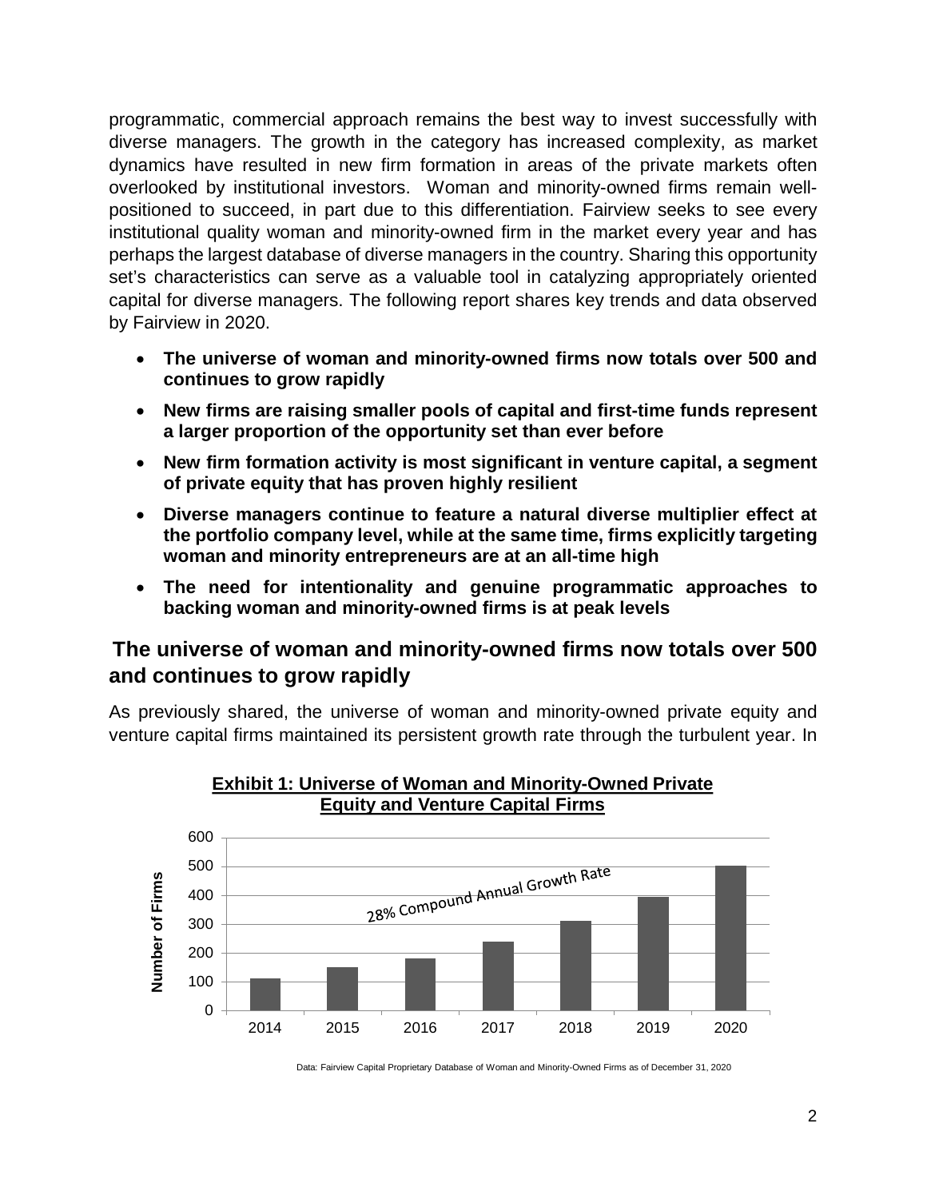programmatic, commercial approach remains the best way to invest successfully with diverse managers. The growth in the category has increased complexity, as market dynamics have resulted in new firm formation in areas of the private markets often overlooked by institutional investors. Woman and minority-owned firms remain well-positioned to succeed, in part due to this differentiation. Fairview seeks to see every institutional quality woman and minority-owned firm in the market every year and has perhaps the largest database of diverse managers in the country. Sharing this opportunity set's characteristics can serve as a valuable tool in catalyzing appropriately oriented capital for diverse managers. The following report shares key trends and data observed by Fairview in 2020.

- **The universe of woman and minority-owned firms now totals over 500 and continues to grow rapidly**
- **New firms are raising smaller pools of capital and first-time funds represent a larger proportion of the opportunity set than ever before**
- **New firm formation activity is most significant in venture capital, a segment of private equity that has proven highly resilient**
- **Diverse managers continue to feature a natural diverse multiplier effect at the portfolio company level, while at the same time, firms explicitly targeting woman and minority entrepreneurs are at an all-time high**
- **The need for intentionality and genuine programmatic approaches to backing woman and minority-owned firms is at peak levels**

## The universe of woman and minority-owned firms now totals over 500 and continues to grow rapidly

As previously shared, the universe of woman and minority-owned private equity and venture capital firms maintained its persistent growth rate through the turbulent year. In

**Exhibit 1: Universe of Woman and Minority-Owned Private Equity and Venture Capital Firms**

28% Compound Annual Growth Rate

Data: Fairview Capital Proprietary Database of Woman and Minority-Owned Firms as of December 31, 2020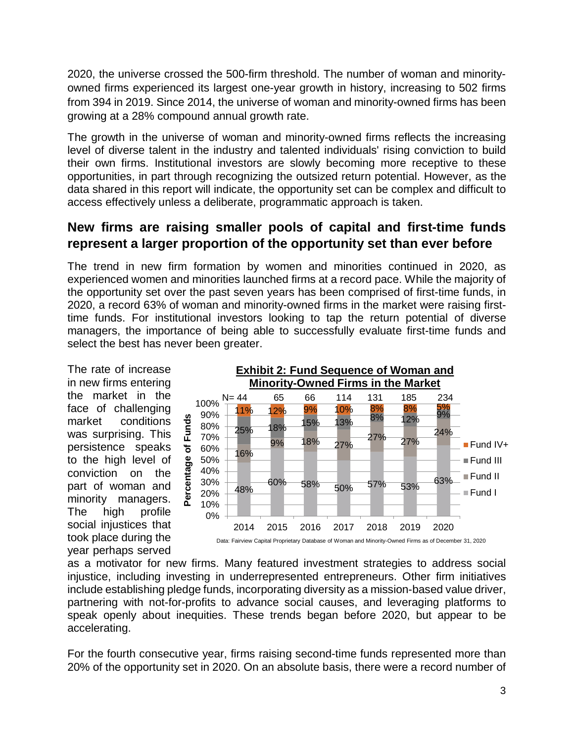2020, the universe crossed the 500-firm threshold. The number of woman and minority-owned firms experienced its largest one-year growth in history, increasing to 502 firms from 394 in 2019. Since 2014, the universe of woman and minority-owned firms has been growing at a 28% compound annual growth rate.

The growth in the universe of woman and minority-owned firms reflects the increasing level of diverse talent in the industry and talented individuals' rising conviction to build their own firms. Institutional investors are slowly becoming more receptive to these opportunities, in part through recognizing the outsized return potential. However, as the data shared in this report will indicate, the opportunity set can be complex and difficult to access effectively unless a deliberate, programmatic approach is taken.

## New firms are raising smaller pools of capital and first-time funds represent a larger proportion of the opportunity set than ever before

The trend in new firm formation by women and minorities continued in 2020, as experienced women and minorities launched firms at a record pace. While the majority of the opportunity set over the past seven years has been comprised of first-time funds, in 2020, a record 63% of woman and minority-owned firms in the market were raising first-time funds. For institutional investors looking to tap the return potential of diverse managers, the importance of being able to successfully evaluate first-time funds and select the best has never been greater.

**Exhibit 2: Fund Sequence of Woman and Minority-Owned Firms in the Market**

| Percentage of Funds | 2014 | 2015 | 2016 | 2017 | 2018 | 2019 | 2020 |
|---|---|---|---|---|---|---|---|
| N= | 44 | 65 | 66 | 114 | 131 | 185 | 234 |
| Fund IV+ | 11% | 12% | 9% | 10% | 8% | 8% | 5% |
| Fund III | 25% | 18% | 15% | 13% | 8% | 12% | 9% |
| Fund II | 16% | 9% | 18% | 27% | 27% | 27% | 24% |
| Fund I | 48% | 60% | 58% | 50% | 57% | 53% | 63% |

Data: Fairview Capital Proprietary Database of Woman and Minority-Owned Firms as of December 31, 2020

The rate of increase in new firms entering the market in the face of challenging market conditions was surprising. This persistence speaks to the high level of conviction on the part of woman and minority managers. The high profile social injustices that took place during the year perhaps served as a motivator for new firms. Many featured investment strategies to address social injustice, including investing in underrepresented entrepreneurs. Other firm initiatives include establishing pledge funds, incorporating diversity as a mission-based value driver, partnering with not-for-profits to advance social causes, and leveraging platforms to speak openly about inequities. These trends began before 2020, but appear to be accelerating.

For the fourth consecutive year, firms raising second-time funds represented more than 20% of the opportunity set in 2020. On an absolute basis, there were a record number of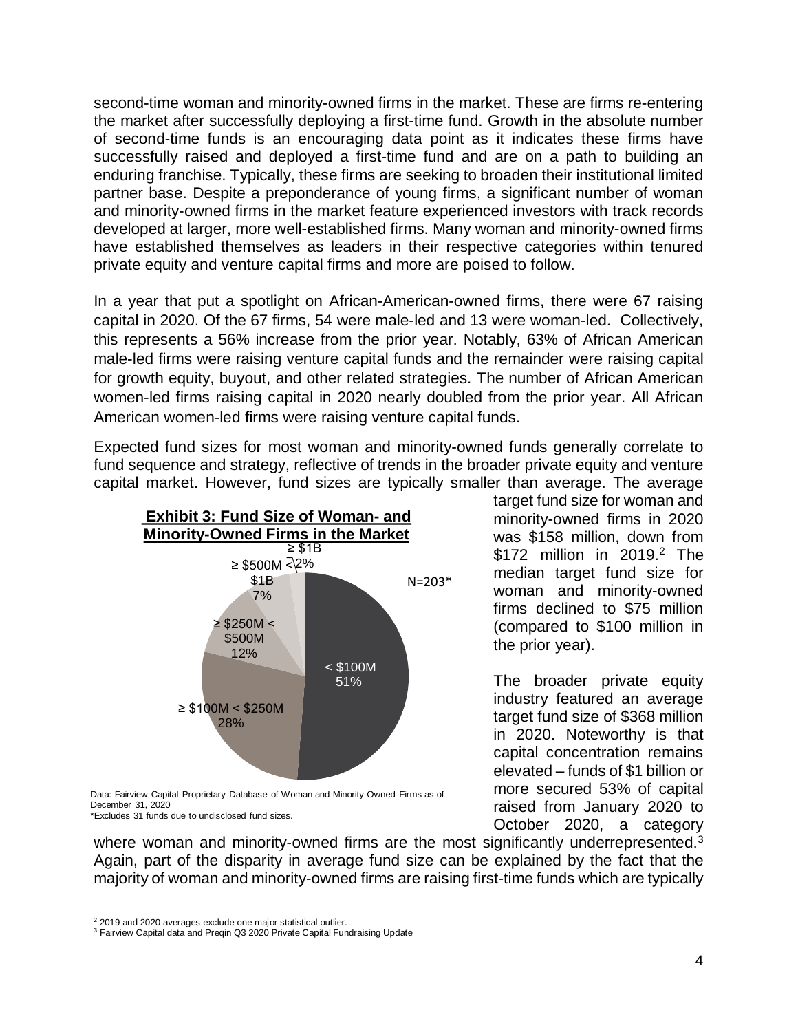second-time woman and minority-owned firms in the market. These are firms re-entering the market after successfully deploying a first-time fund. Growth in the absolute number of second-time funds is an encouraging data point as it indicates these firms have successfully raised and deployed a first-time fund and are on a path to building an enduring franchise. Typically, these firms are seeking to broaden their institutional limited partner base. Despite a preponderance of young firms, a significant number of woman and minority-owned firms in the market feature experienced investors with track records developed at larger, more well-established firms. Many woman and minority-owned firms have established themselves as leaders in their respective categories within tenured private equity and venture capital firms and more are poised to follow.

In a year that put a spotlight on African-American-owned firms, there were 67 raising capital in 2020. Of the 67 firms, 54 were male-led and 13 were woman-led. Collectively, this represents a 56% increase from the prior year. Notably, 63% of African American male-led firms were raising venture capital funds and the remainder were raising capital for growth equity, buyout, and other related strategies. The number of African American women-led firms raising capital in 2020 nearly doubled from the prior year. All African American women-led firms were raising venture capital funds.

Expected fund sizes for most woman and minority-owned funds generally correlate to fund sequence and strategy, reflective of trends in the broader private equity and venture capital market. However, fund sizes are typically smaller than average. The average target fund size for woman and minority-owned firms in 2020 was $158 million, down from $172 million in 2019.[2] The median target fund size for woman and minority-owned firms declined to $75 million (compared to $100 million in the prior year).

**Exhibit 3: Fund Size of Woman- and Minority-Owned Firms in the Market**

N=203*

| Fund Size | Share |
|---|---|
| < $100M | 51% |
| ≥ $100M < $250M | 28% |
| ≥ $250M < $500M | 12% |
| ≥ $500M < $1B | 7% |
| ≥ $1B | 2% |

Data: Fairview Capital Proprietary Database of Woman and Minority-Owned Firms as of December 31, 2020
*Excludes 31 funds due to undisclosed fund sizes.

The broader private equity industry featured an average target fund size of $368 million in 2020. Noteworthy is that capital concentration remains elevated – funds of $1 billion or more secured 53% of capital raised from January 2020 to October 2020, a category where woman and minority-owned firms are the most significantly underrepresented.[3] Again, part of the disparity in average fund size can be explained by the fact that the majority of woman and minority-owned firms are raising first-time funds which are typically

[2] 2019 and 2020 averages exclude one major statistical outlier.
[3] Fairview Capital data and Preqin Q3 2020 Private Capital Fundraising Update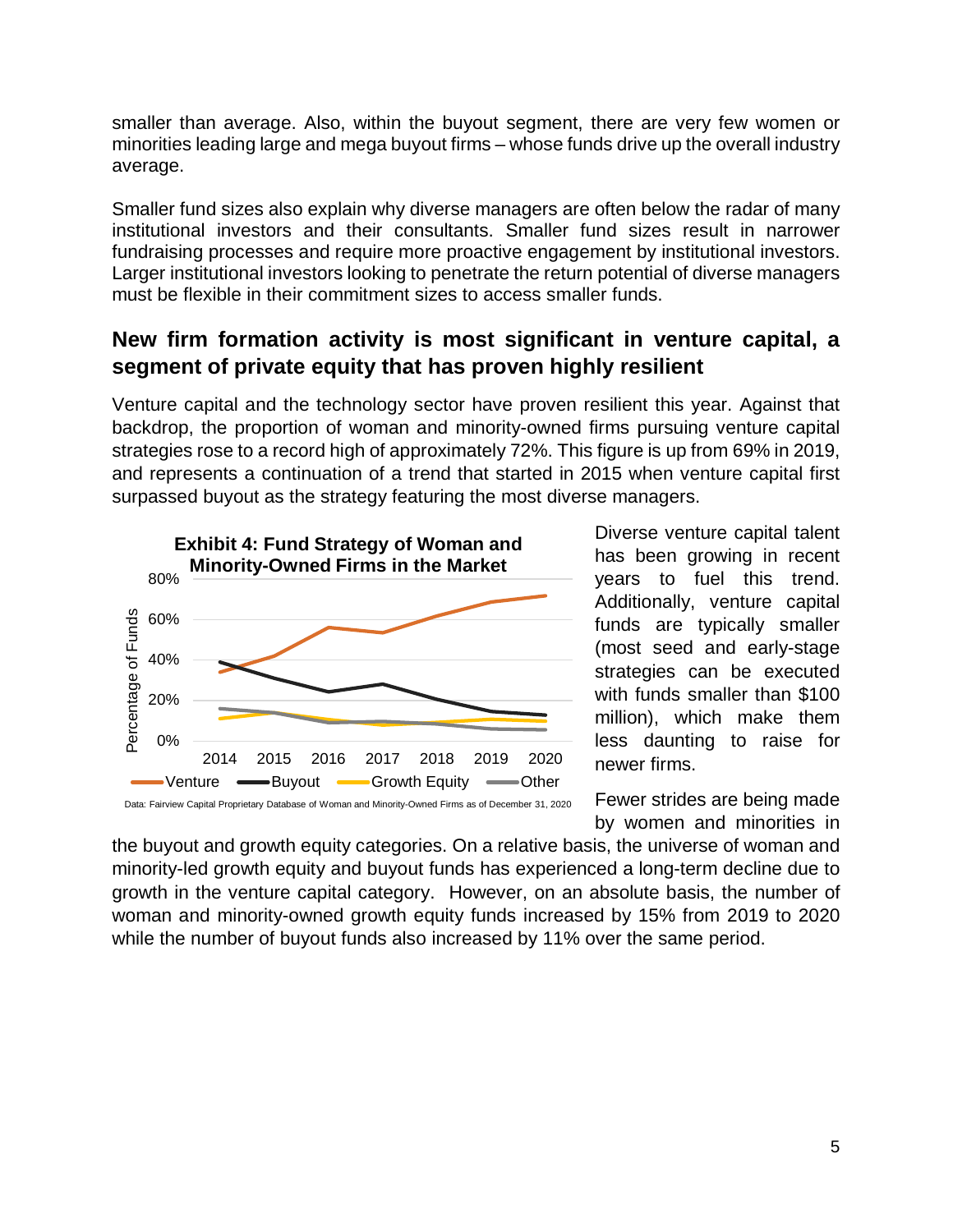smaller than average. Also, within the buyout segment, there are very few women or minorities leading large and mega buyout firms – whose funds drive up the overall industry average.

Smaller fund sizes also explain why diverse managers are often below the radar of many institutional investors and their consultants. Smaller fund sizes result in narrower fundraising processes and require more proactive engagement by institutional investors. Larger institutional investors looking to penetrate the return potential of diverse managers must be flexible in their commitment sizes to access smaller funds.

## New firm formation activity is most significant in venture capital, a segment of private equity that has proven highly resilient

Venture capital and the technology sector have proven resilient this year. Against that backdrop, the proportion of woman and minority-owned firms pursuing venture capital strategies rose to a record high of approximately 72%. This figure is up from 69% in 2019, and represents a continuation of a trend that started in 2015 when venture capital first surpassed buyout as the strategy featuring the most diverse managers.

**Exhibit 4: Fund Strategy of Woman and Minority-Owned Firms in the Market**

Data: Fairview Capital Proprietary Database of Woman and Minority-Owned Firms as of December 31, 2020

Diverse venture capital talent has been growing in recent years to fuel this trend. Additionally, venture capital funds are typically smaller (most seed and early-stage strategies can be executed with funds smaller than $100 million), which make them less daunting to raise for newer firms.

Fewer strides are being made by women and minorities in the buyout and growth equity categories. On a relative basis, the universe of woman and minority-led growth equity and buyout funds has experienced a long-term decline due to growth in the venture capital category. However, on an absolute basis, the number of woman and minority-owned growth equity funds increased by 15% from 2019 to 2020 while the number of buyout funds also increased by 11% over the same period.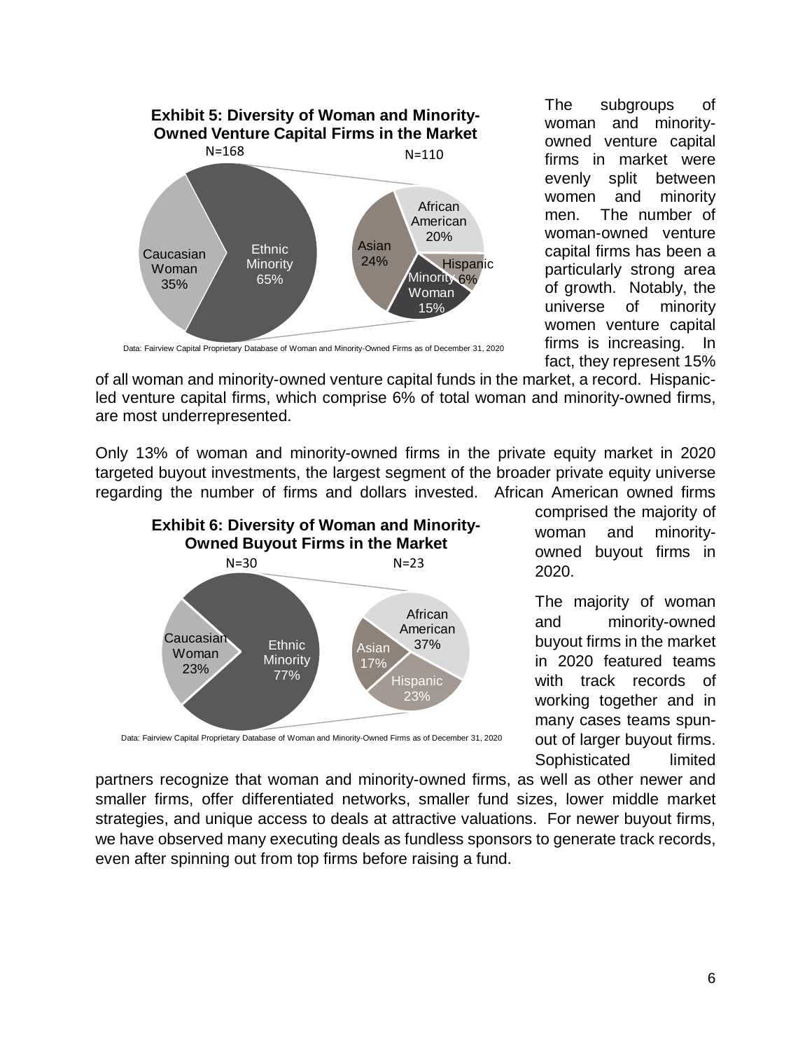**Exhibit 5: Diversity of Woman and Minority-Owned Venture Capital Firms in the Market**

N=168 N=110

Caucasian Woman 35%
Ethnic Minority 65%

African American 20%
Asian 24%
Hispanic 6%
Minority Woman 15%

Data: Fairview Capital Proprietary Database of Woman and Minority-Owned Firms as of December 31, 2020

The subgroups of woman and minority-owned venture capital firms in market were evenly split between women and minority men. The number of woman-owned venture capital firms has been a particularly strong area of growth. Notably, the universe of minority women venture capital firms is increasing. In fact, they represent 15% of all woman and minority-owned venture capital funds in the market, a record. Hispanic-led venture capital firms, which comprise 6% of total woman and minority-owned firms, are most underrepresented.

Only 13% of woman and minority-owned firms in the private equity market in 2020 targeted buyout investments, the largest segment of the broader private equity universe regarding the number of firms and dollars invested. African American owned firms comprised the majority of woman and minority-owned buyout firms in 2020.

**Exhibit 6: Diversity of Woman and Minority-Owned Buyout Firms in the Market**

N=30 N=23

Caucasian Woman 23%
Ethnic Minority 77%

African American 37%
Asian 17%
Hispanic 23%

Data: Fairview Capital Proprietary Database of Woman and Minority-Owned Firms as of December 31, 2020

The majority of woman and minority-owned buyout firms in the market in 2020 featured teams with track records of working together and in many cases teams spun-out of larger buyout firms. Sophisticated limited partners recognize that woman and minority-owned firms, as well as other newer and smaller firms, offer differentiated networks, smaller fund sizes, lower middle market strategies, and unique access to deals at attractive valuations. For newer buyout firms, we have observed many executing deals as fundless sponsors to generate track records, even after spinning out from top firms before raising a fund.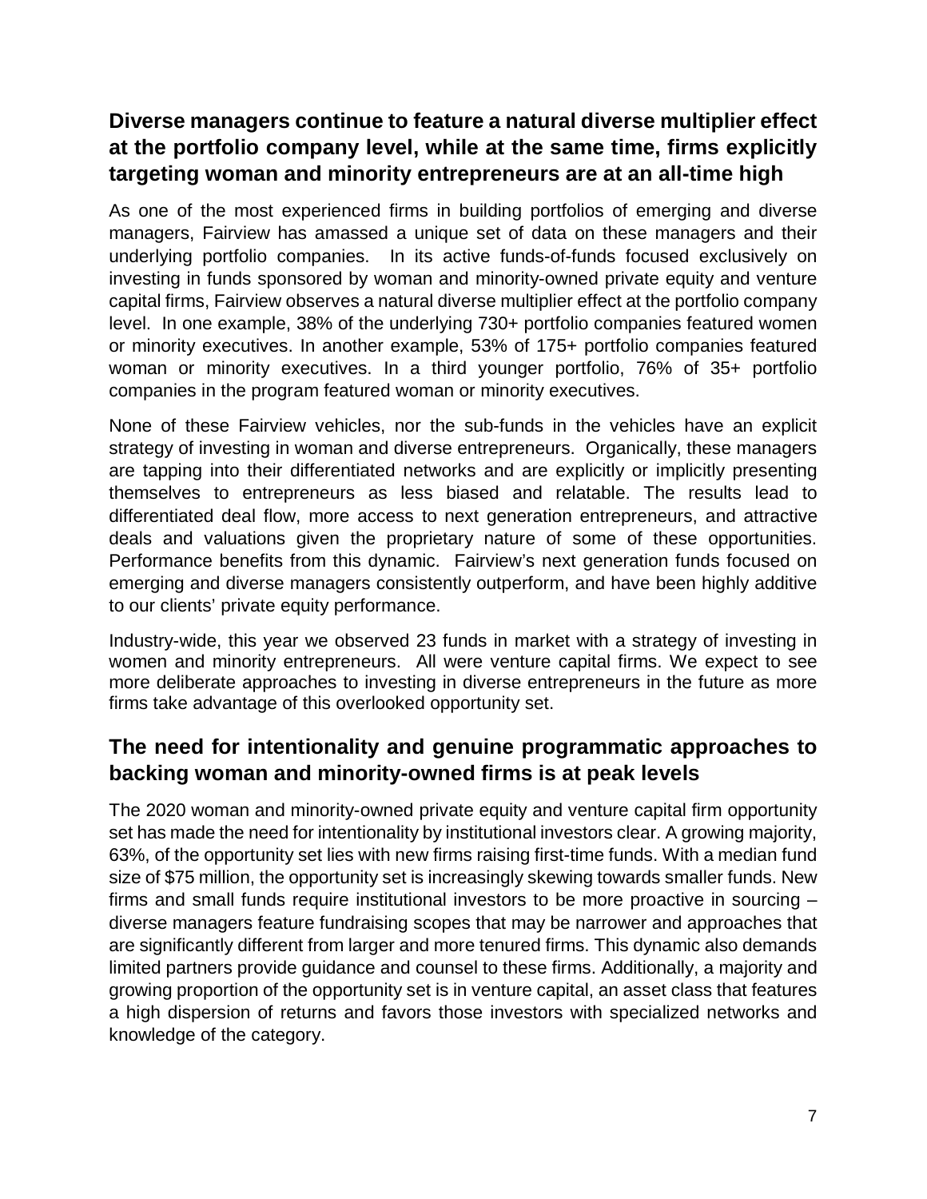## Diverse managers continue to feature a natural diverse multiplier effect at the portfolio company level, while at the same time, firms explicitly targeting woman and minority entrepreneurs are at an all-time high

As one of the most experienced firms in building portfolios of emerging and diverse managers, Fairview has amassed a unique set of data on these managers and their underlying portfolio companies. In its active funds-of-funds focused exclusively on investing in funds sponsored by woman and minority-owned private equity and venture capital firms, Fairview observes a natural diverse multiplier effect at the portfolio company level. In one example, 38% of the underlying 730+ portfolio companies featured women or minority executives. In another example, 53% of 175+ portfolio companies featured woman or minority executives. In a third younger portfolio, 76% of 35+ portfolio companies in the program featured woman or minority executives.

None of these Fairview vehicles, nor the sub-funds in the vehicles have an explicit strategy of investing in woman and diverse entrepreneurs. Organically, these managers are tapping into their differentiated networks and are explicitly or implicitly presenting themselves to entrepreneurs as less biased and relatable. The results lead to differentiated deal flow, more access to next generation entrepreneurs, and attractive deals and valuations given the proprietary nature of some of these opportunities. Performance benefits from this dynamic. Fairview's next generation funds focused on emerging and diverse managers consistently outperform, and have been highly additive to our clients' private equity performance.

Industry-wide, this year we observed 23 funds in market with a strategy of investing in women and minority entrepreneurs. All were venture capital firms. We expect to see more deliberate approaches to investing in diverse entrepreneurs in the future as more firms take advantage of this overlooked opportunity set.

## The need for intentionality and genuine programmatic approaches to backing woman and minority-owned firms is at peak levels

The 2020 woman and minority-owned private equity and venture capital firm opportunity set has made the need for intentionality by institutional investors clear. A growing majority, 63%, of the opportunity set lies with new firms raising first-time funds. With a median fund size of $75 million, the opportunity set is increasingly skewing towards smaller funds. New firms and small funds require institutional investors to be more proactive in sourcing – diverse managers feature fundraising scopes that may be narrower and approaches that are significantly different from larger and more tenured firms. This dynamic also demands limited partners provide guidance and counsel to these firms. Additionally, a majority and growing proportion of the opportunity set is in venture capital, an asset class that features a high dispersion of returns and favors those investors with specialized networks and knowledge of the category.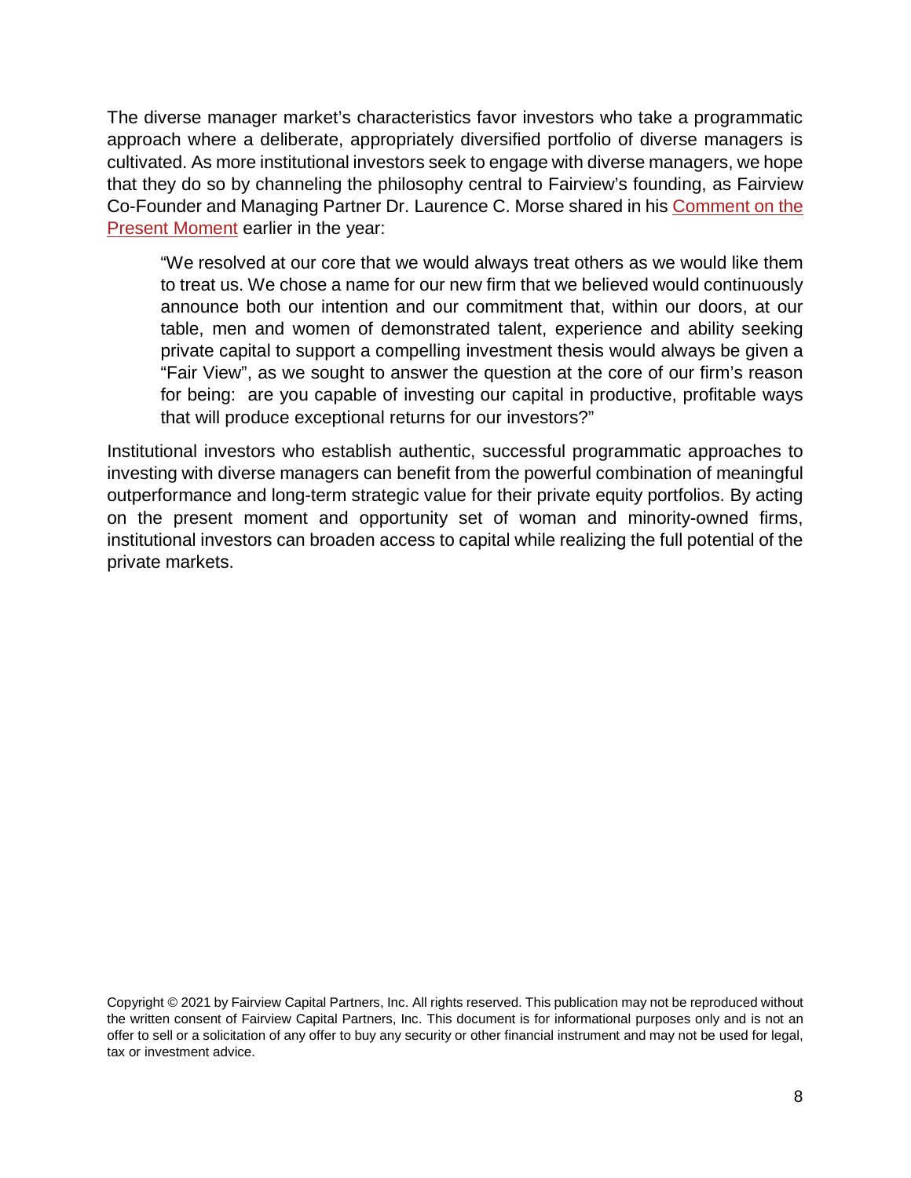The diverse manager market's characteristics favor investors who take a programmatic approach where a deliberate, appropriately diversified portfolio of diverse managers is cultivated. As more institutional investors seek to engage with diverse managers, we hope that they do so by channeling the philosophy central to Fairview's founding, as Fairview Co-Founder and Managing Partner Dr. Laurence C. Morse shared in his Comment on the Present Moment earlier in the year:

> "We resolved at our core that we would always treat others as we would like them to treat us. We chose a name for our new firm that we believed would continuously announce both our intention and our commitment that, within our doors, at our table, men and women of demonstrated talent, experience and ability seeking private capital to support a compelling investment thesis would always be given a "Fair View", as we sought to answer the question at the core of our firm's reason for being: are you capable of investing our capital in productive, profitable ways that will produce exceptional returns for our investors?"

Institutional investors who establish authentic, successful programmatic approaches to investing with diverse managers can benefit from the powerful combination of meaningful outperformance and long-term strategic value for their private equity portfolios. By acting on the present moment and opportunity set of woman and minority-owned firms, institutional investors can broaden access to capital while realizing the full potential of the private markets.

Copyright © 2021 by Fairview Capital Partners, Inc. All rights reserved. This publication may not be reproduced without the written consent of Fairview Capital Partners, Inc. This document is for informational purposes only and is not an offer to sell or a solicitation of any offer to buy any security or other financial instrument and may not be used for legal, tax or investment advice.